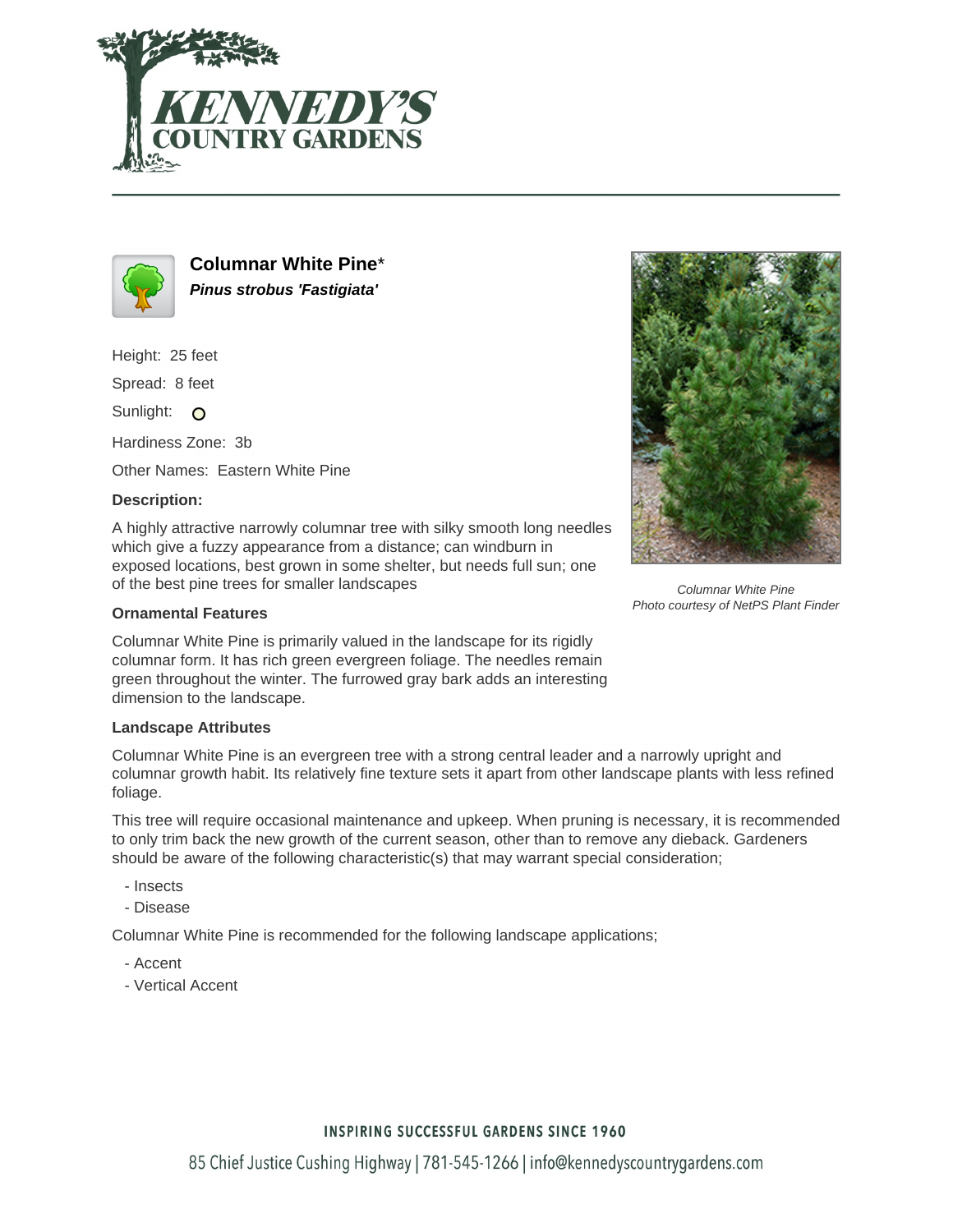# Columnar White Pine*

***Pinus strobus 'Fastigiata'***

Height: 25 feet

Spread: 8 feet

Sunlight:

Hardiness Zone: 3b

Other Names: Eastern White Pine

**Description:**

A highly attractive narrowly columnar tree with silky smooth long needles which give a fuzzy appearance from a distance; can windburn in exposed locations, best grown in some shelter, but needs full sun; one of the best pine trees for smaller landscapes

*Columnar White Pine*
*Photo courtesy of NetPS Plant Finder*

### Ornamental Features

Columnar White Pine is primarily valued in the landscape for its rigidly columnar form. It has rich green evergreen foliage. The needles remain green throughout the winter. The furrowed gray bark adds an interesting dimension to the landscape.

### Landscape Attributes

Columnar White Pine is an evergreen tree with a strong central leader and a narrowly upright and columnar growth habit. Its relatively fine texture sets it apart from other landscape plants with less refined foliage.

This tree will require occasional maintenance and upkeep. When pruning is necessary, it is recommended to only trim back the new growth of the current season, other than to remove any dieback. Gardeners should be aware of the following characteristic(s) that may warrant special consideration;

- Insects
- Disease

Columnar White Pine is recommended for the following landscape applications;

- Accent
- Vertical Accent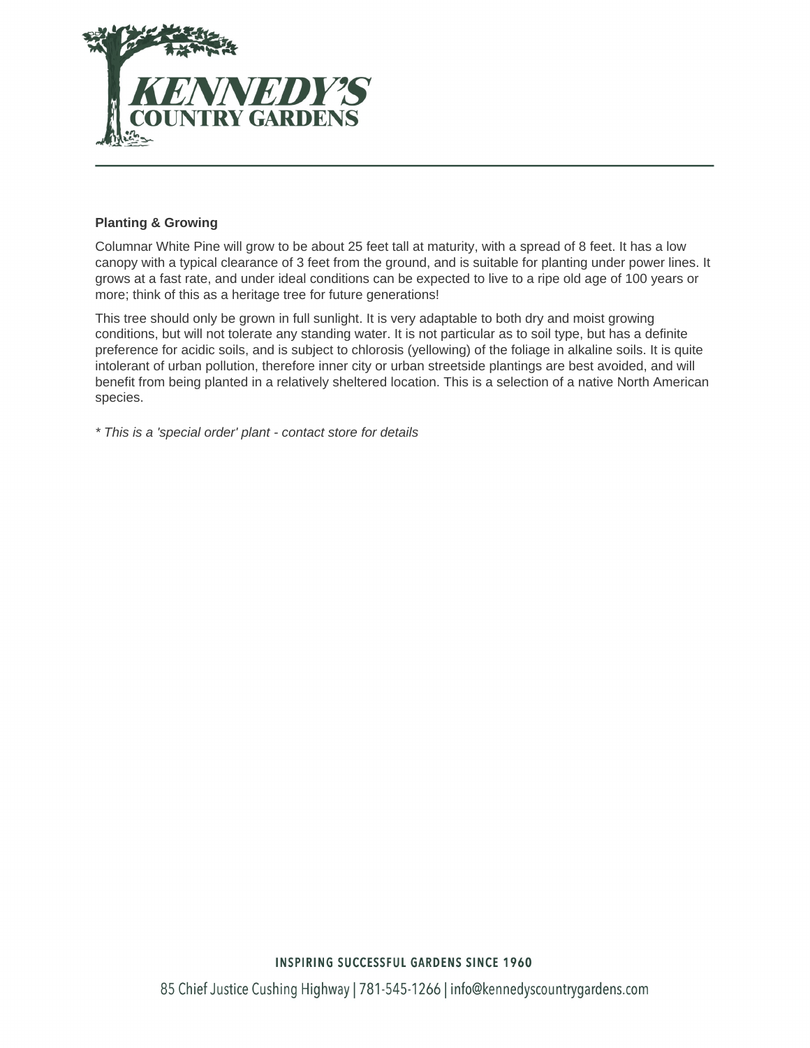**Planting & Growing**

Columnar White Pine will grow to be about 25 feet tall at maturity, with a spread of 8 feet. It has a low canopy with a typical clearance of 3 feet from the ground, and is suitable for planting under power lines. It grows at a fast rate, and under ideal conditions can be expected to live to a ripe old age of 100 years or more; think of this as a heritage tree for future generations!

This tree should only be grown in full sunlight. It is very adaptable to both dry and moist growing conditions, but will not tolerate any standing water. It is not particular as to soil type, but has a definite preference for acidic soils, and is subject to chlorosis (yellowing) of the foliage in alkaline soils. It is quite intolerant of urban pollution, therefore inner city or urban streetside plantings are best avoided, and will benefit from being planted in a relatively sheltered location. This is a selection of a native North American species.

*\* This is a 'special order' plant - contact store for details*